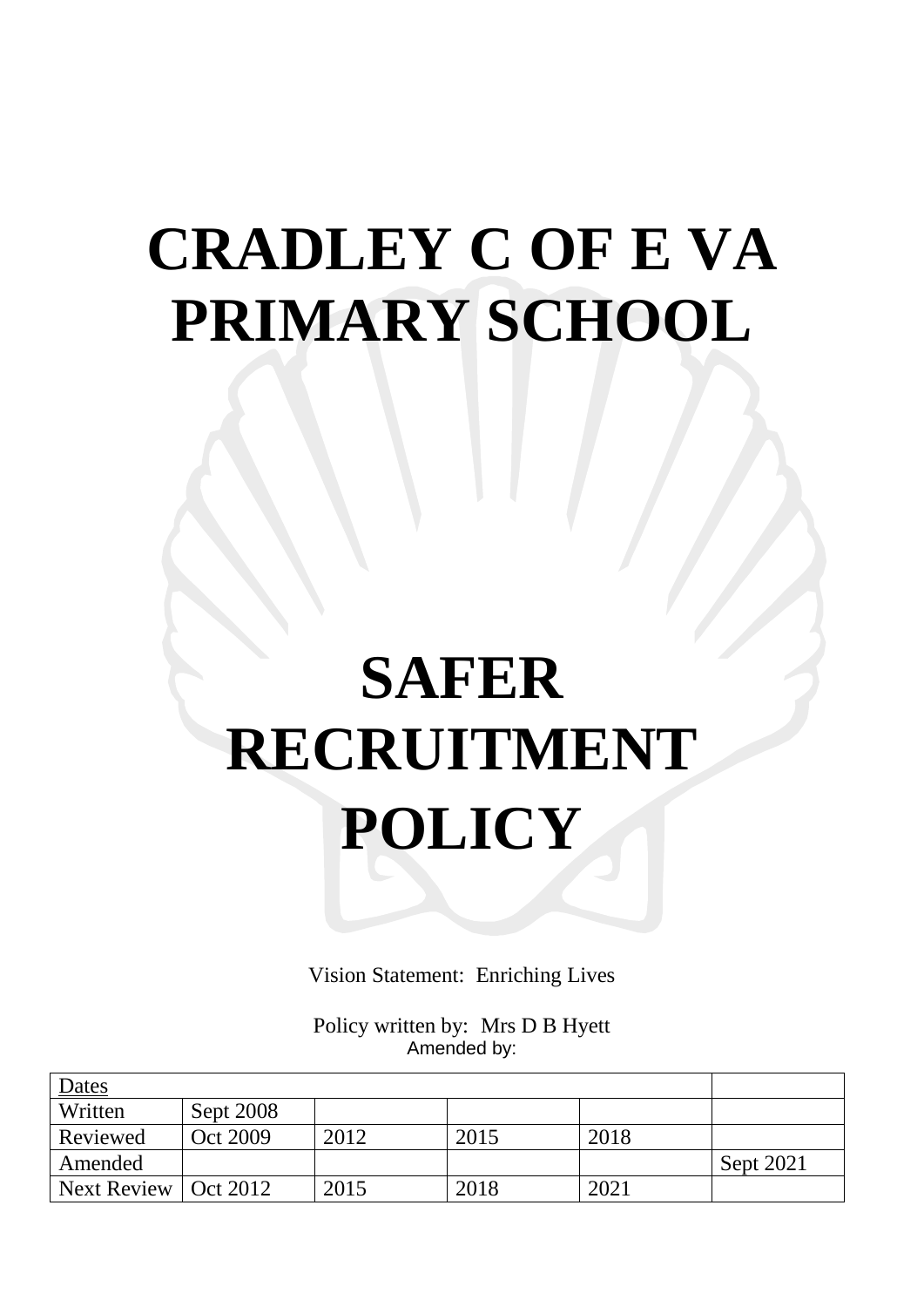# CRADLEY C OF E VA PRIMARY SCHOOL

# SAFER RECRUITMENT POLICY

Vision Statement: Enriching Lives

Policy written by: Mrs D B Hyett
Amended by:

| Dates | | | | | |
|---|---|---|---|---|---|
| Written | Sept 2008 | | | | |
| Reviewed | Oct 2009 | 2012 | 2015 | 2018 | |
| Amended | | | | | Sept 2021 |
| Next Review | Oct 2012 | 2015 | 2018 | 2021 | |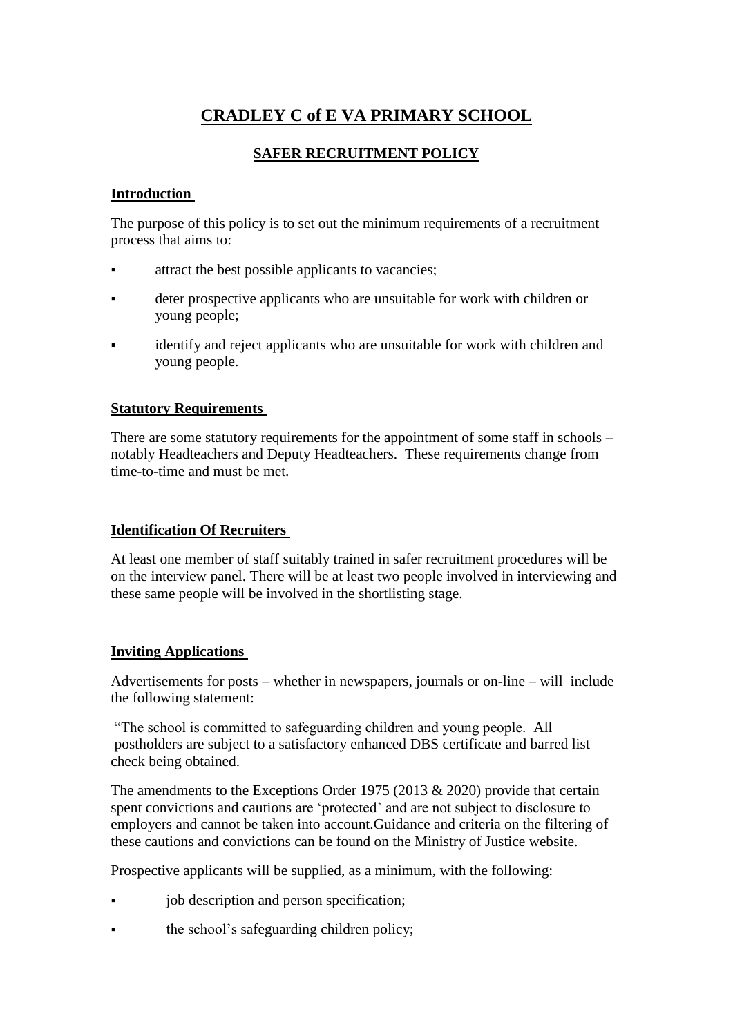# CRADLEY C of E VA PRIMARY SCHOOL

## SAFER RECRUITMENT POLICY

### Introduction

The purpose of this policy is to set out the minimum requirements of a recruitment process that aims to:

- attract the best possible applicants to vacancies;
- deter prospective applicants who are unsuitable for work with children or young people;
- identify and reject applicants who are unsuitable for work with children and young people.

### Statutory Requirements

There are some statutory requirements for the appointment of some staff in schools – notably Headteachers and Deputy Headteachers. These requirements change from time-to-time and must be met.

### Identification Of Recruiters

At least one member of staff suitably trained in safer recruitment procedures will be on the interview panel. There will be at least two people involved in interviewing and these same people will be involved in the shortlisting stage.

### Inviting Applications

Advertisements for posts – whether in newspapers, journals or on-line – will include the following statement:

"The school is committed to safeguarding children and young people. All postholders are subject to a satisfactory enhanced DBS certificate and barred list check being obtained.

The amendments to the Exceptions Order 1975 (2013 & 2020) provide that certain spent convictions and cautions are 'protected' and are not subject to disclosure to employers and cannot be taken into account.Guidance and criteria on the filtering of these cautions and convictions can be found on the Ministry of Justice website.

Prospective applicants will be supplied, as a minimum, with the following:

- job description and person specification;
- the school's safeguarding children policy;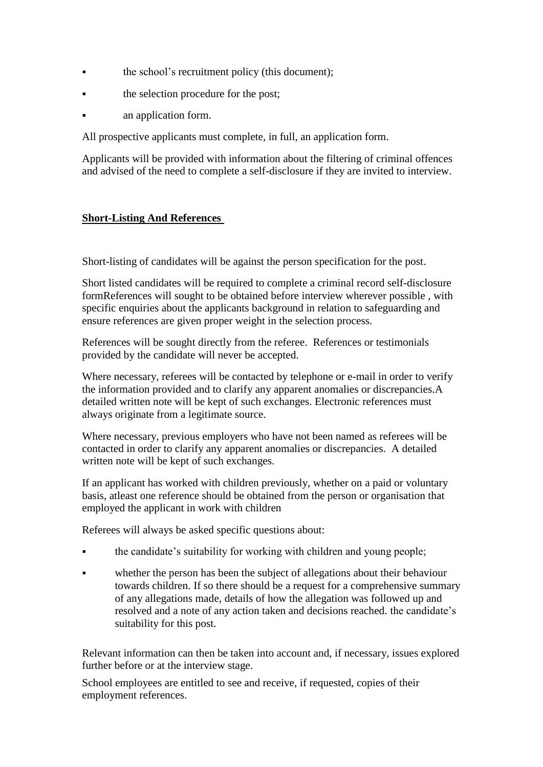- the school's recruitment policy (this document);
- the selection procedure for the post;
- an application form.

All prospective applicants must complete, in full, an application form.

Applicants will be provided with information about the filtering of criminal offences and advised of the need to complete a self-disclosure if they are invited to interview.

**Short-Listing And References**

Short-listing of candidates will be against the person specification for the post.

Short listed candidates will be required to complete a criminal record self-disclosure formReferences will sought to be obtained before interview wherever possible , with specific enquiries about the applicants background in relation to safeguarding and ensure references are given proper weight in the selection process.

References will be sought directly from the referee. References or testimonials provided by the candidate will never be accepted.

Where necessary, referees will be contacted by telephone or e-mail in order to verify the information provided and to clarify any apparent anomalies or discrepancies.A detailed written note will be kept of such exchanges. Electronic references must always originate from a legitimate source.

Where necessary, previous employers who have not been named as referees will be contacted in order to clarify any apparent anomalies or discrepancies. A detailed written note will be kept of such exchanges.

If an applicant has worked with children previously, whether on a paid or voluntary basis, atleast one reference should be obtained from the person or organisation that employed the applicant in work with children

Referees will always be asked specific questions about:

- the candidate's suitability for working with children and young people;
- whether the person has been the subject of allegations about their behaviour towards children. If so there should be a request for a comprehensive summary of any allegations made, details of how the allegation was followed up and resolved and a note of any action taken and decisions reached. the candidate's suitability for this post.

Relevant information can then be taken into account and, if necessary, issues explored further before or at the interview stage.

School employees are entitled to see and receive, if requested, copies of their employment references.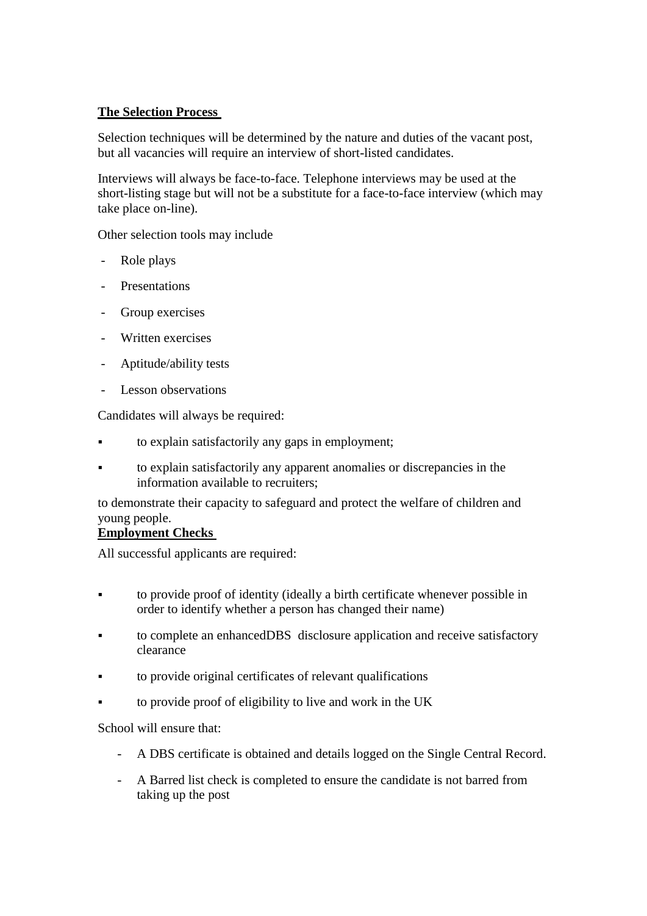**The Selection Process**

Selection techniques will be determined by the nature and duties of the vacant post, but all vacancies will require an interview of short-listed candidates.

Interviews will always be face-to-face. Telephone interviews may be used at the short-listing stage but will not be a substitute for a face-to-face interview (which may take place on-line).

Other selection tools may include

- Role plays
- Presentations
- Group exercises
- Written exercises
- Aptitude/ability tests
- Lesson observations

Candidates will always be required:

- to explain satisfactorily any gaps in employment;
- to explain satisfactorily any apparent anomalies or discrepancies in the information available to recruiters;

to demonstrate their capacity to safeguard and protect the welfare of children and young people.

**Employment Checks**

All successful applicants are required:

- to provide proof of identity (ideally a birth certificate whenever possible in order to identify whether a person has changed their name)
- to complete an enhancedDBS disclosure application and receive satisfactory clearance
- to provide original certificates of relevant qualifications
- to provide proof of eligibility to live and work in the UK

School will ensure that:

- A DBS certificate is obtained and details logged on the Single Central Record.
- A Barred list check is completed to ensure the candidate is not barred from taking up the post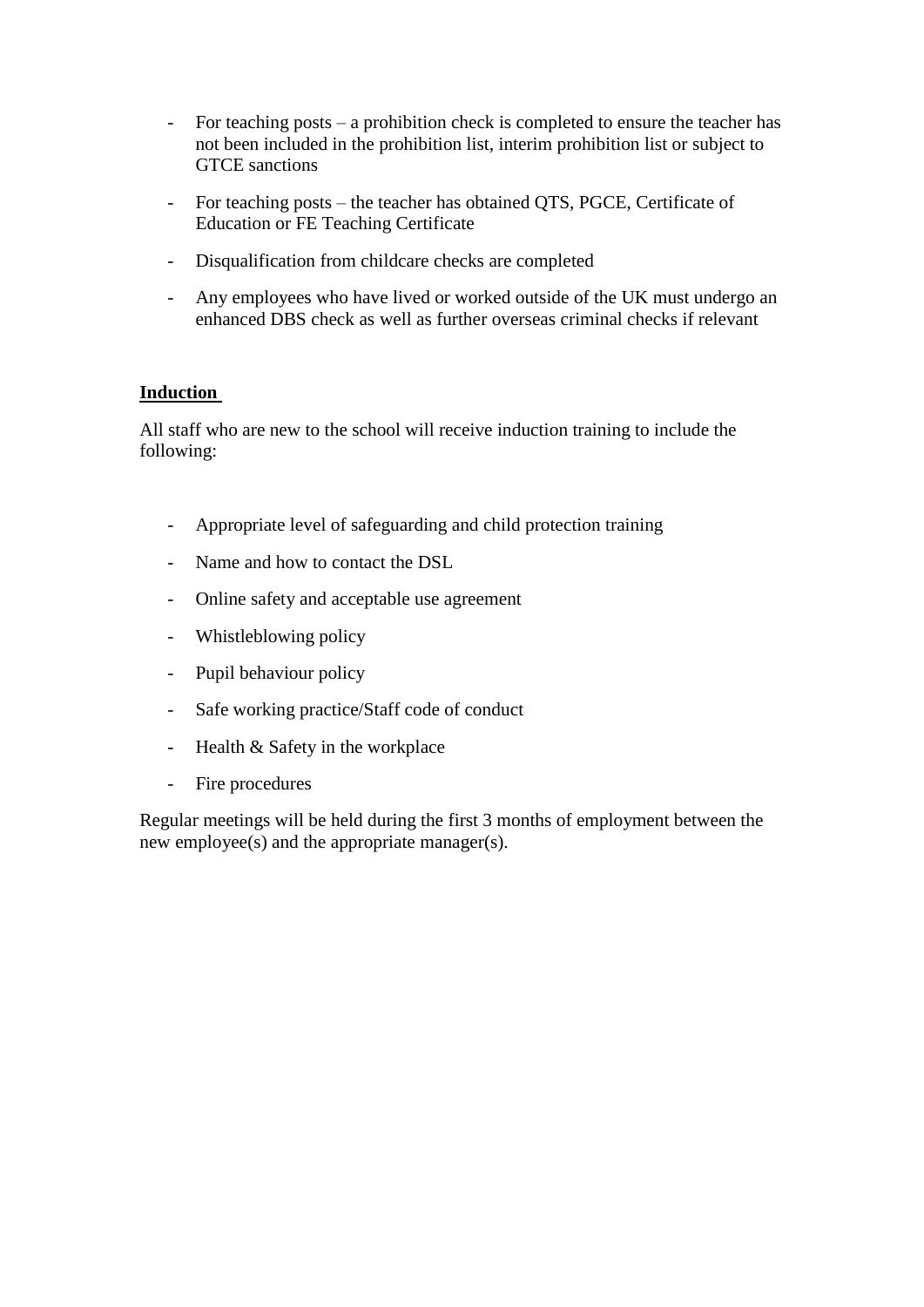- For teaching posts – a prohibition check is completed to ensure the teacher has not been included in the prohibition list, interim prohibition list or subject to GTCE sanctions
- For teaching posts – the teacher has obtained QTS, PGCE, Certificate of Education or FE Teaching Certificate
- Disqualification from childcare checks are completed
- Any employees who have lived or worked outside of the UK must undergo an enhanced DBS check as well as further overseas criminal checks if relevant

**Induction**

All staff who are new to the school will receive induction training to include the following:

- Appropriate level of safeguarding and child protection training
- Name and how to contact the DSL
- Online safety and acceptable use agreement
- Whistleblowing policy
- Pupil behaviour policy
- Safe working practice/Staff code of conduct
- Health & Safety in the workplace
- Fire procedures

Regular meetings will be held during the first 3 months of employment between the new employee(s) and the appropriate manager(s).